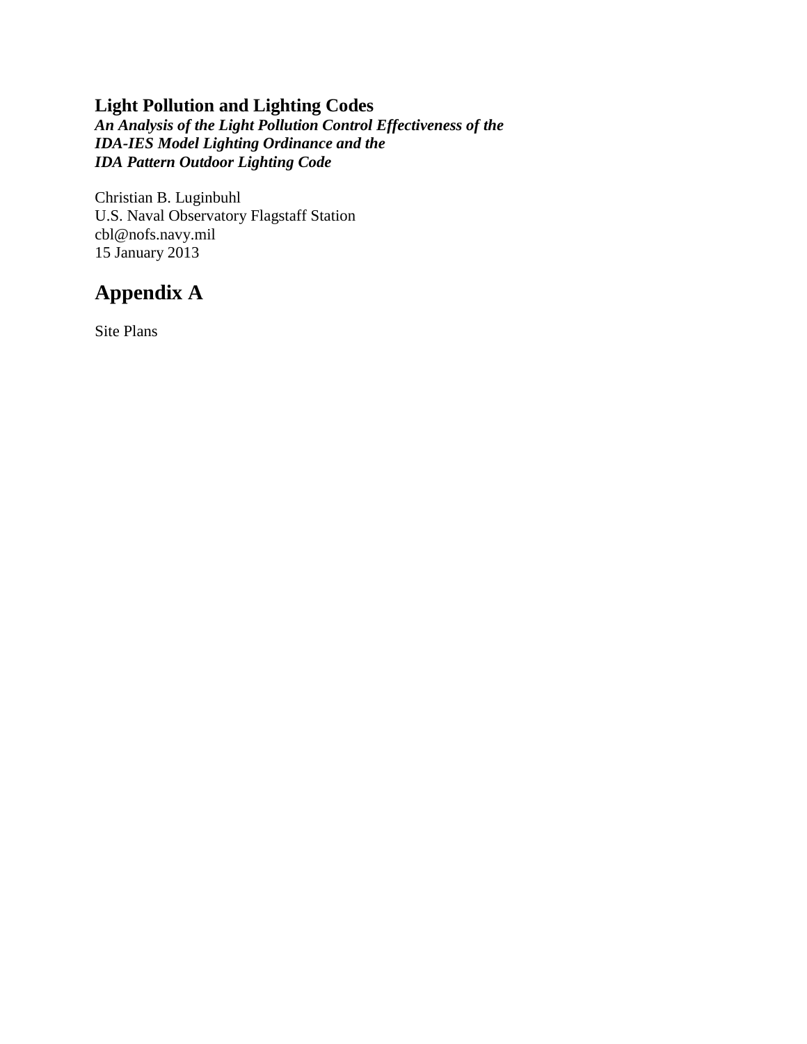# Light Pollution and Lighting Codes

***An Analysis of the Light Pollution Control Effectiveness of the IDA-IES Model Lighting Ordinance and the IDA Pattern Outdoor Lighting Code***

Christian B. Luginbuhl
U.S. Naval Observatory Flagstaff Station
cbl@nofs.navy.mil
15 January 2013

# Appendix A

Site Plans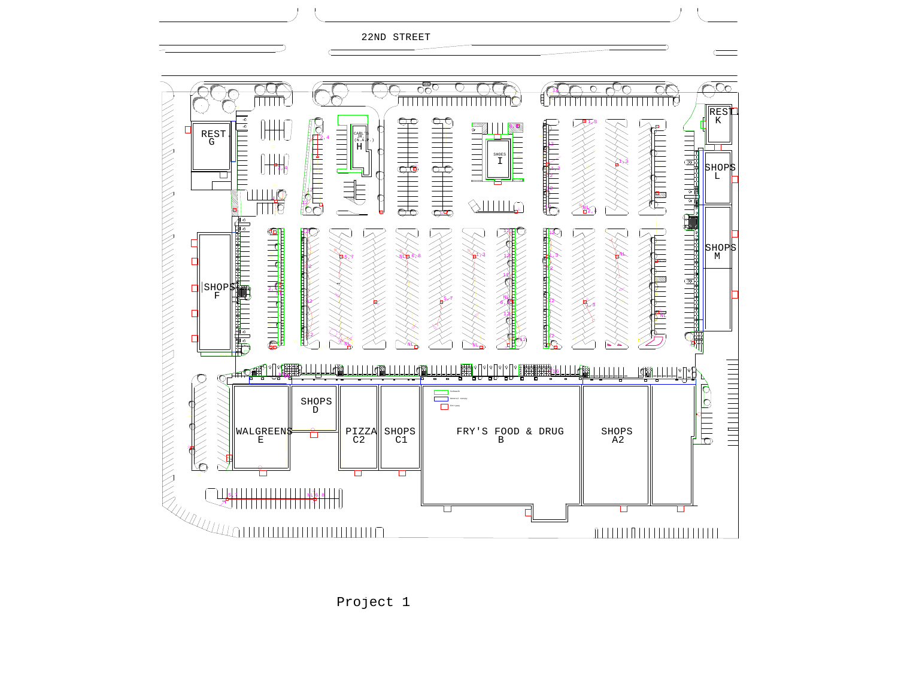22ND STREET

REST. G

CARL'S JR. (N.A.P.) H

SHOES I

REST. K

SHOPS L

SHOPS M

SHOPS F

SHOPS D

WALGREENS E

PIZZA C2

SHOPS C1

FRY'S FOOD & DRUG B

SHOPS A2

Project 1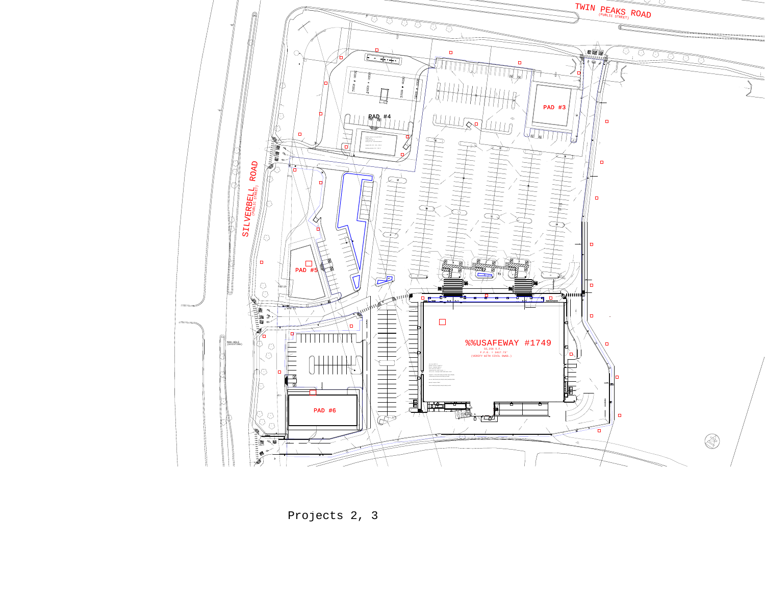TWIN PEAKS ROAD
(PUBLIC STREET)

SILVERBELL ROAD
(PUBLIC STREET)

PAD #4

PAD #3

PAD #5

PAD #6

%%USAFEWAY #1749

55,266 S.F.
F.F.E. = 2417.73'
(VERIFY WITH CIVIL DWGS.)

MAN-HOLE
(EXISTING)

Projects 2, 3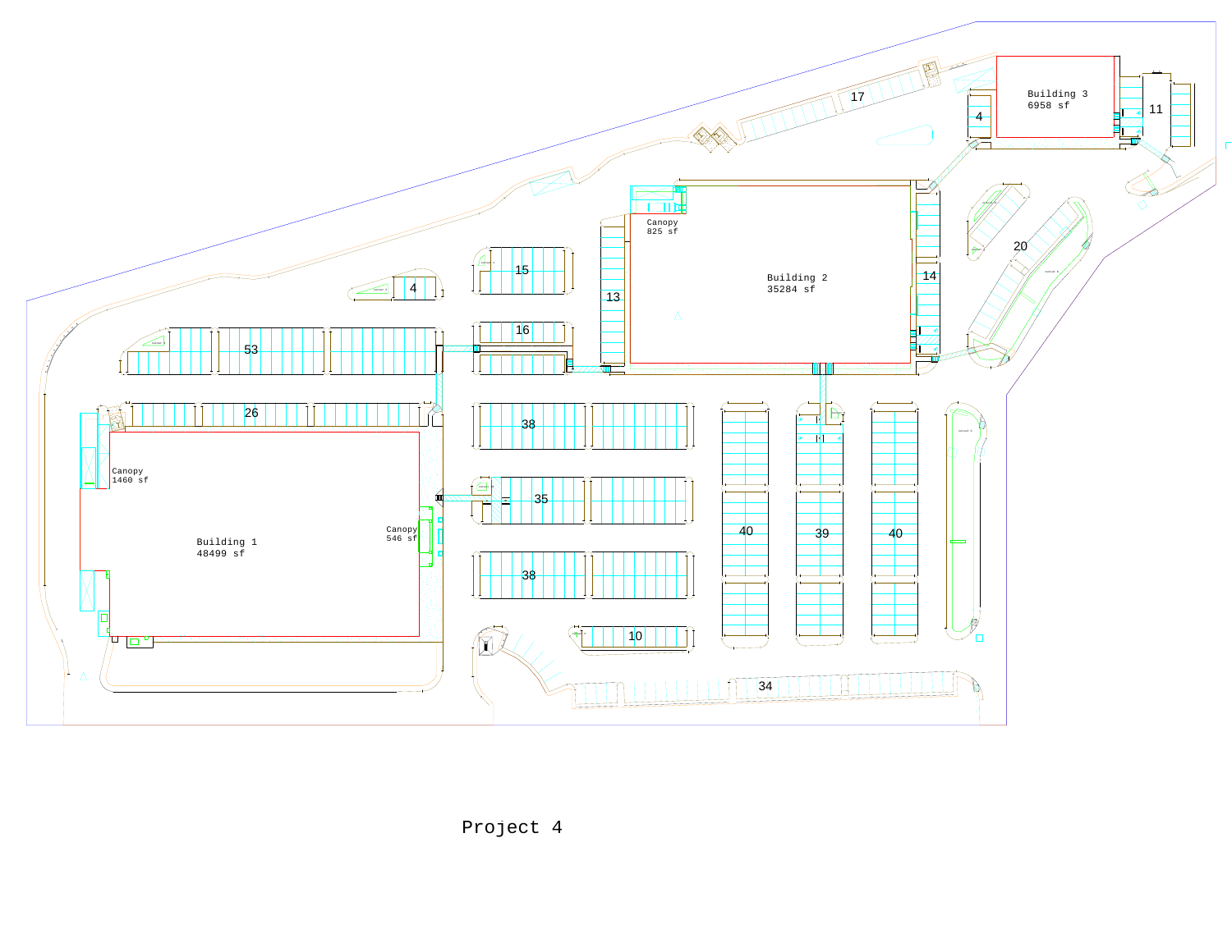Building 3
6958 sf

Building 2
35284 sf

Canopy
825 sf

Building 1
48499 sf

Canopy
1460 sf

Canopy
546 sf

17

4

11

15

4

13

14

20

53

16

26

38

35

40

39

40

38

10

34

Project 4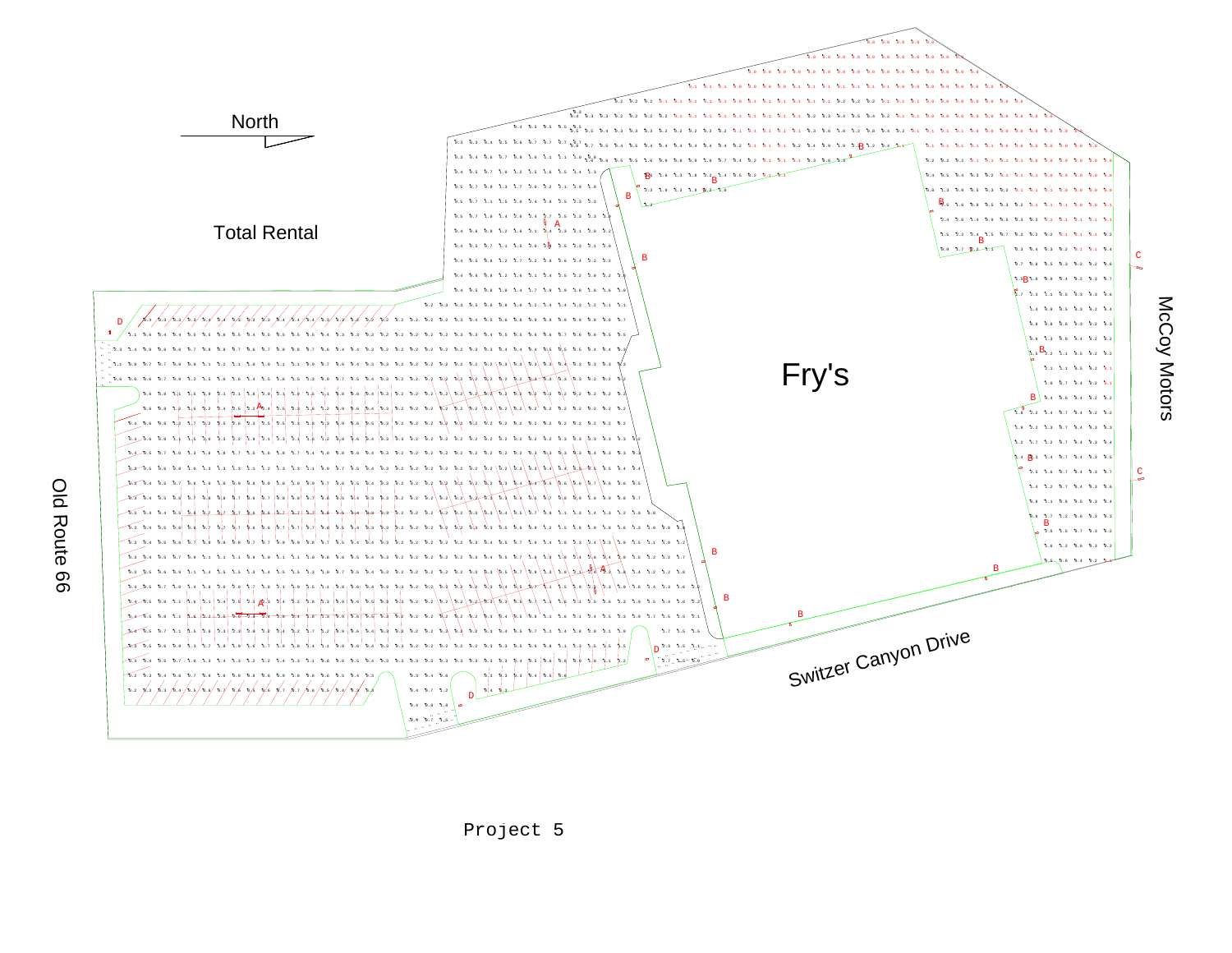North

Total Rental

Fry's

McCoy Motors

Old Route 66

Switzer Canyon Drive

Project 5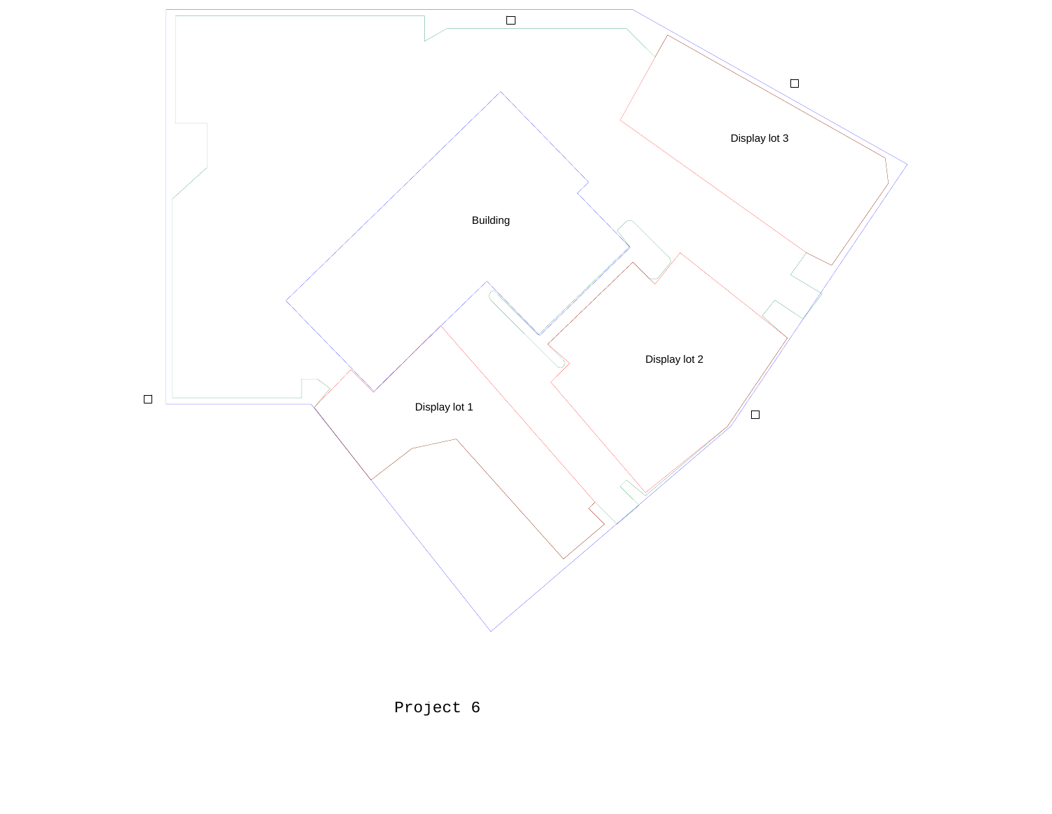Display lot 3

Building

Display lot 2

Display lot 1

Project 6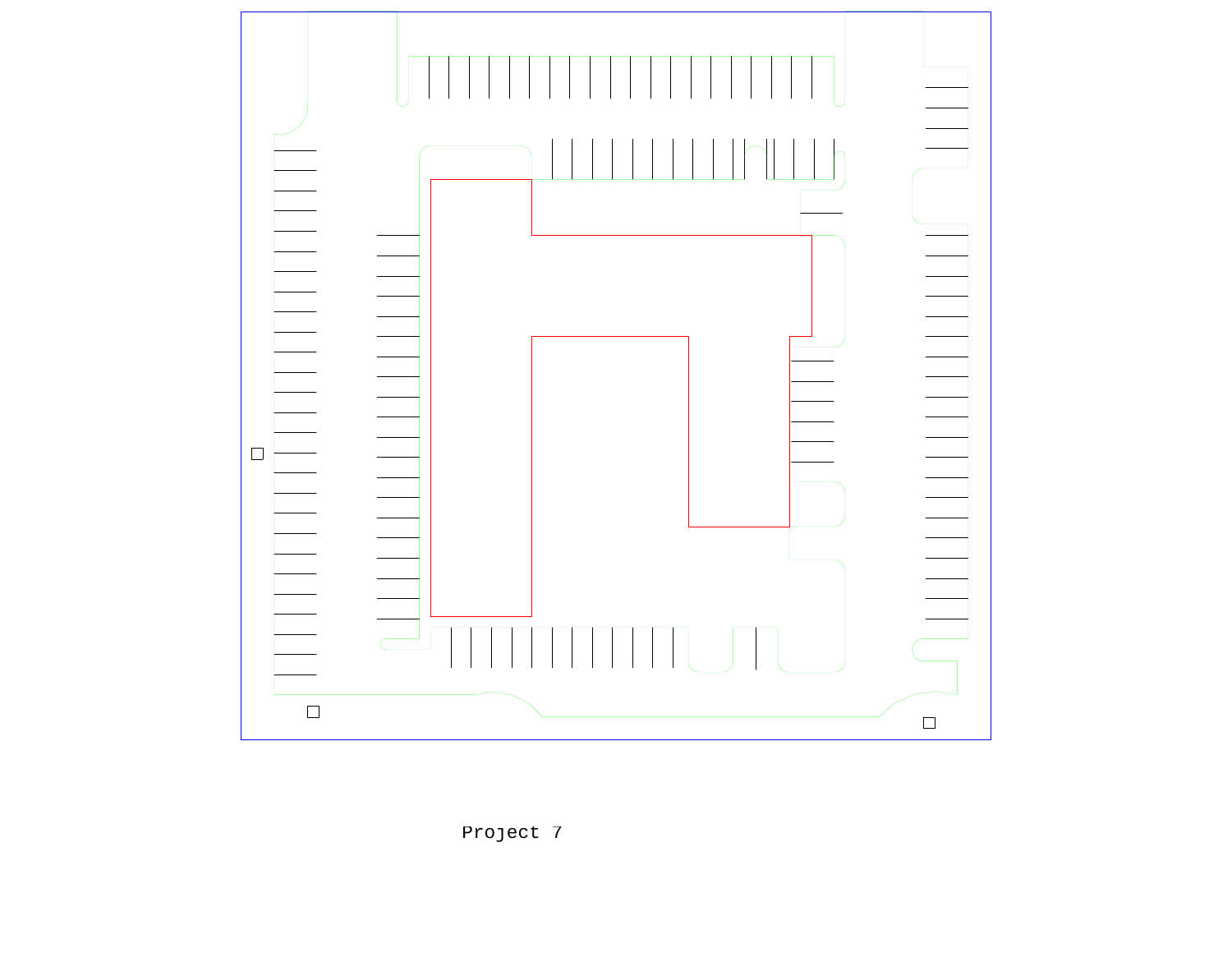Project 7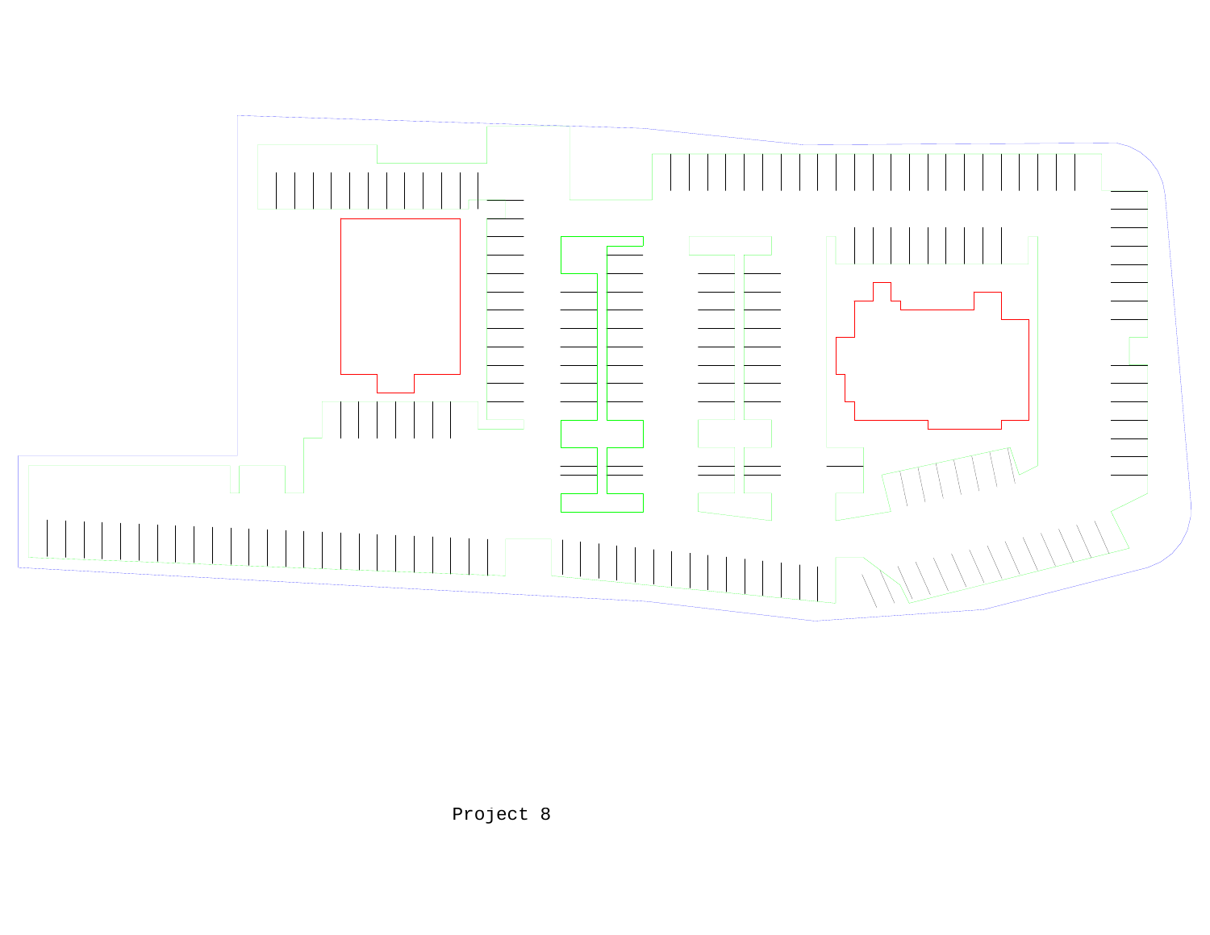Project 8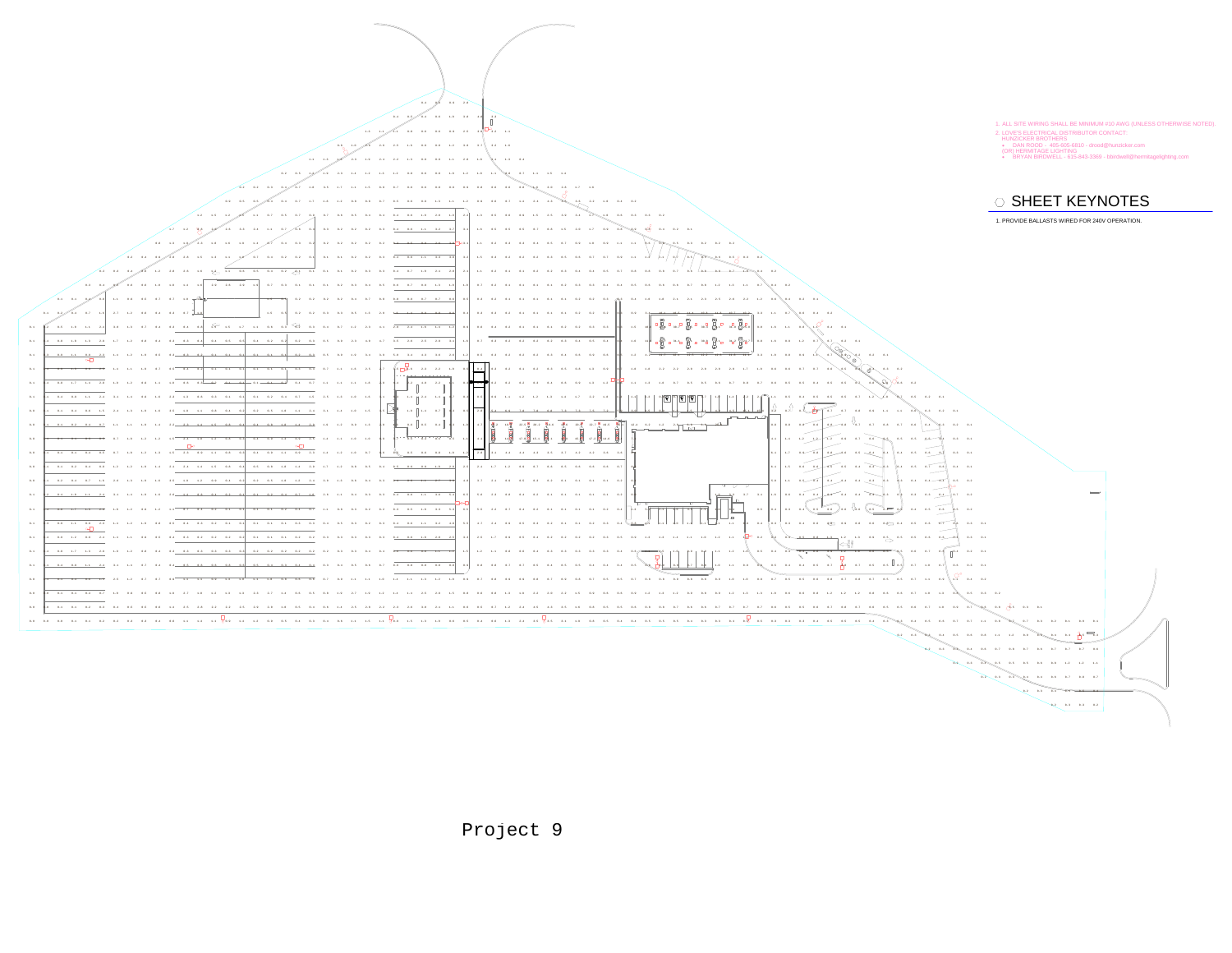1. ALL SITE WIRING SHALL BE MINIMUM #10 AWG (UNLESS OTHERWISE NOTED).
2. LOVE'S ELECTRICAL DISTRIBUTOR CONTACT:
   HUNZICKER BROTHERS
   - DAN ROOD - 405-605-6810 / drood@hunzicker.com
   (OR) HERMITAGE LIGHTING
   - BRYAN BIRDWELL - 615-843-3369 - bbirdwell@hermitagelighting.com

## SHEET KEYNOTES

1. PROVIDE BALLASTS WIRED FOR 240V OPERATION.

Project 9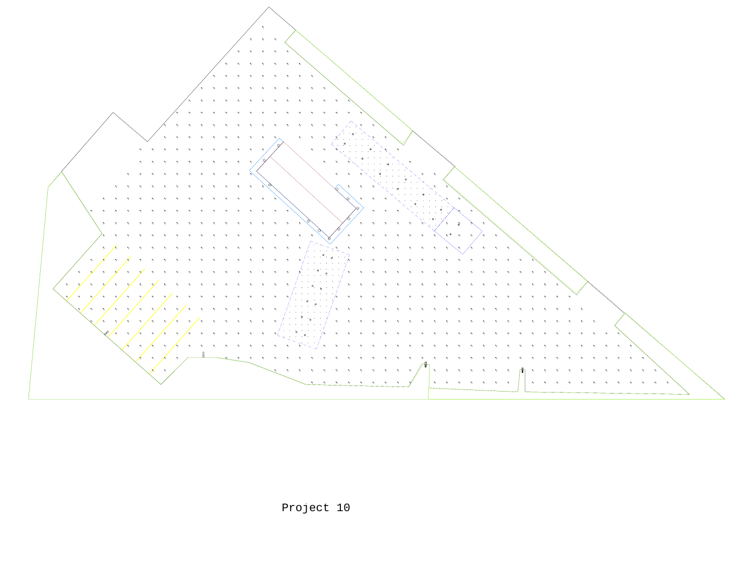Project 10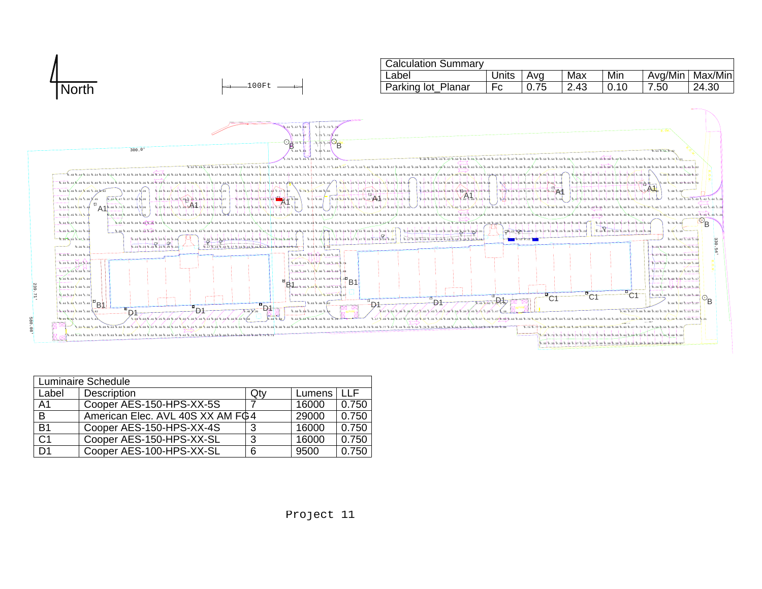North

100Ft

| Calculation Summary | | | | | | |
|---|---|---|---|---|---|---|
| Label | Units | Avg | Max | Min | Avg/Min | Max/Min |
| Parking lot_Planar | Fc | 0.75 | 2.43 | 0.10 | 7.50 | 24.30 |

300.0'

239.71'

500.00'

330.54'

| Luminaire Schedule | | | | |
|---|---|---|---|---|
| Label | Description | Qty | Lumens | LLF |
| A1 | Cooper AES-150-HPS-XX-5S | 7 | 16000 | 0.750 |
| B | American Elec. AVL 40S XX AM FG | 4 | 29000 | 0.750 |
| B1 | Cooper AES-150-HPS-XX-4S | 3 | 16000 | 0.750 |
| C1 | Cooper AES-150-HPS-XX-SL | 3 | 16000 | 0.750 |
| D1 | Cooper AES-100-HPS-XX-SL | 6 | 9500 | 0.750 |

Project 11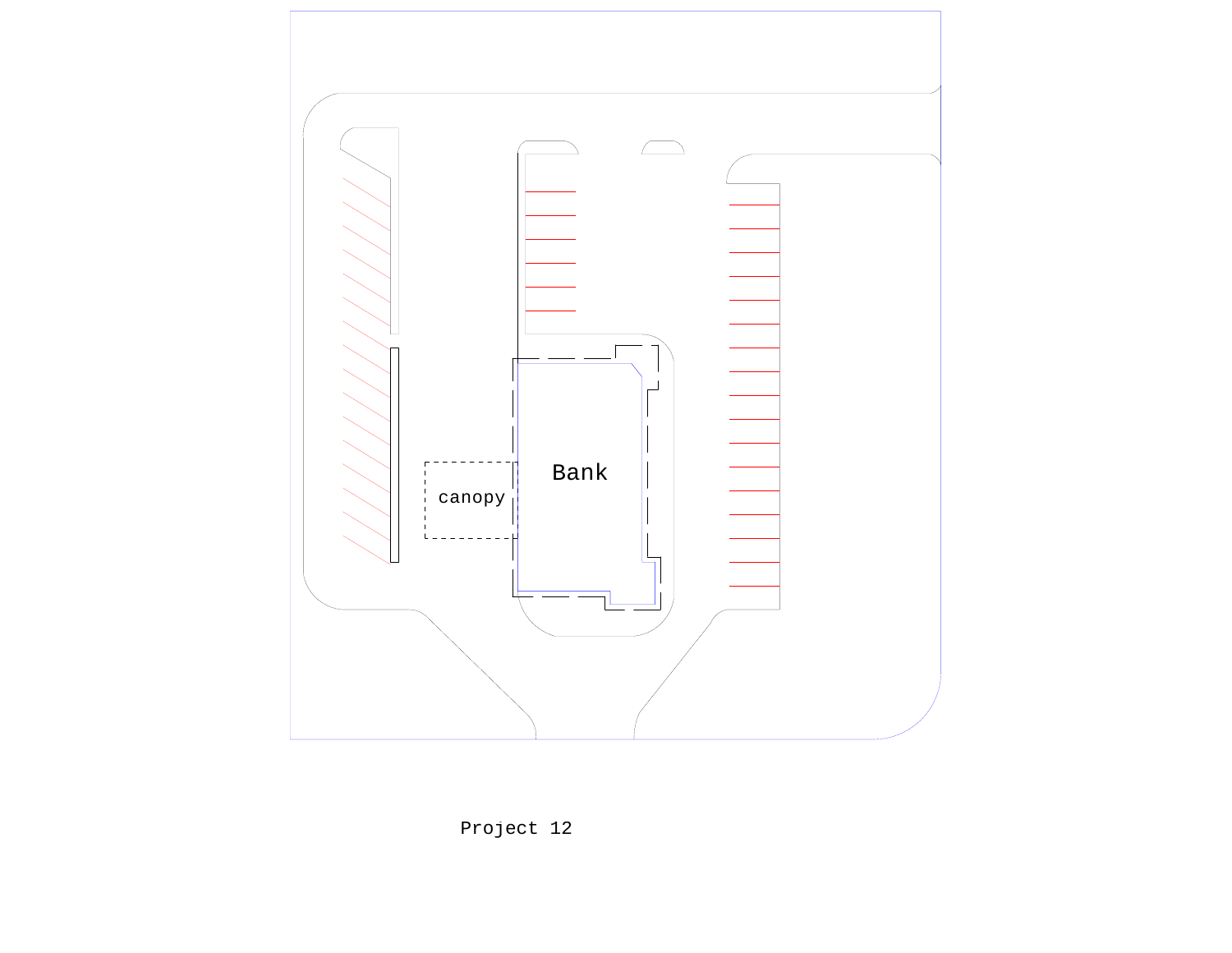canopy

Bank

Project 12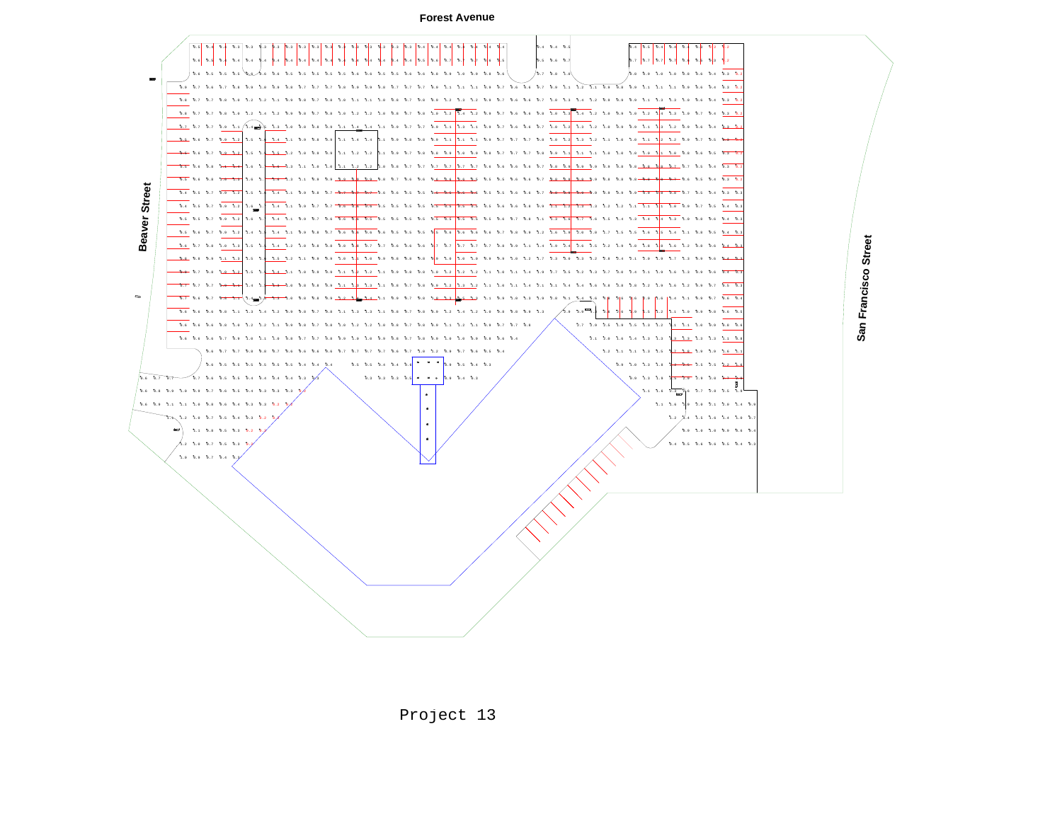Forest Avenue

Beaver Street

San Francisco Street

Project 13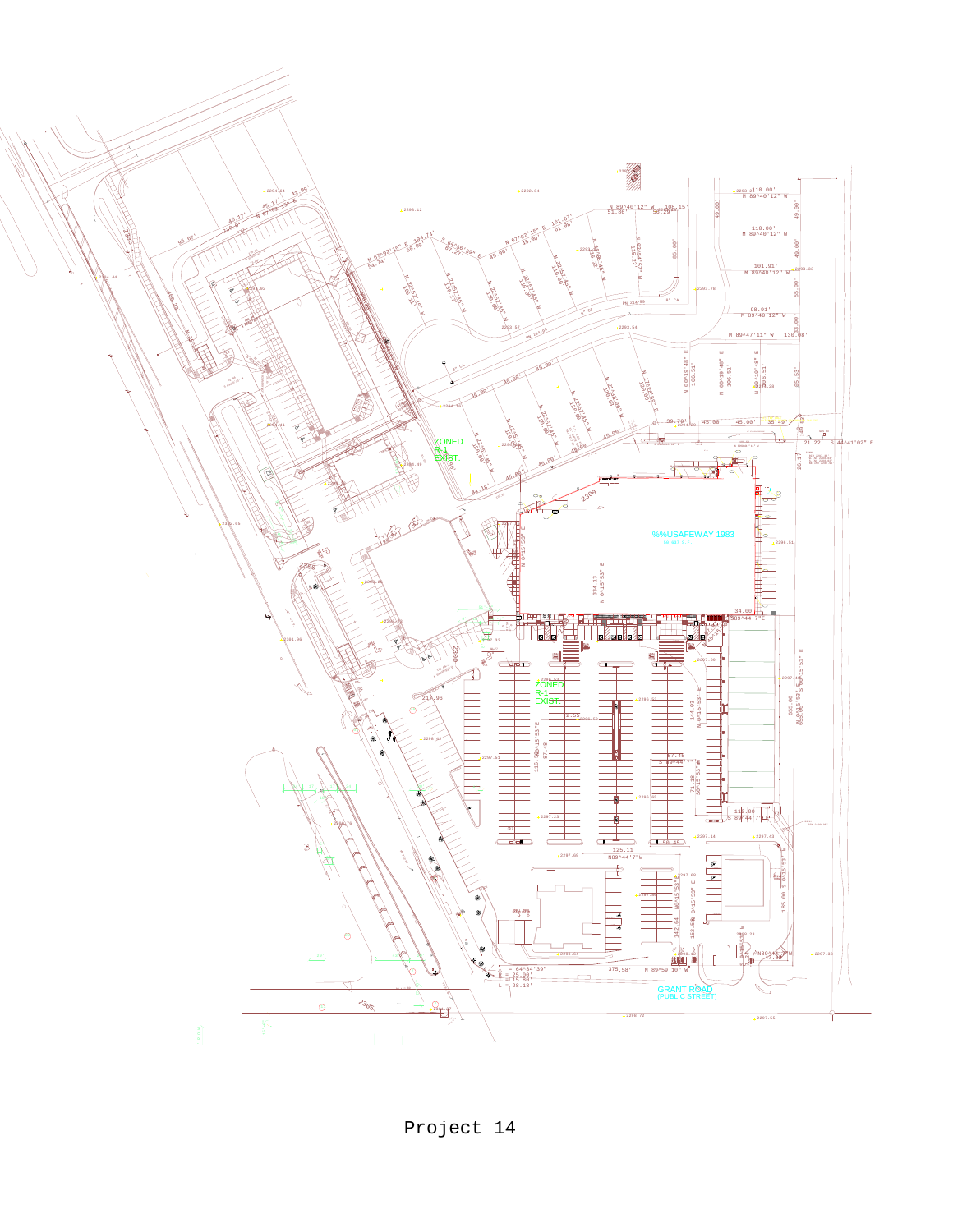Project 14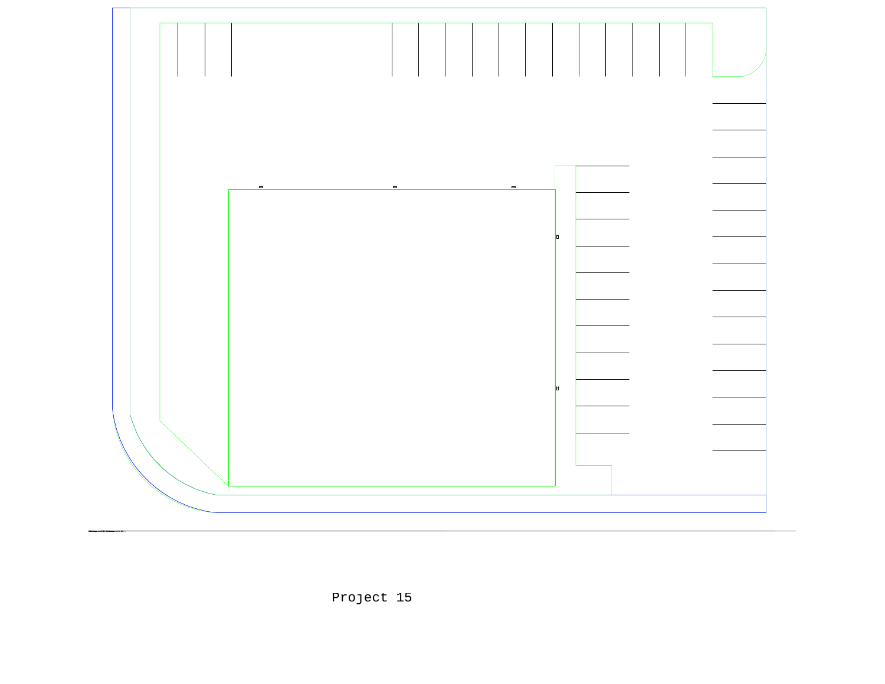Project 15